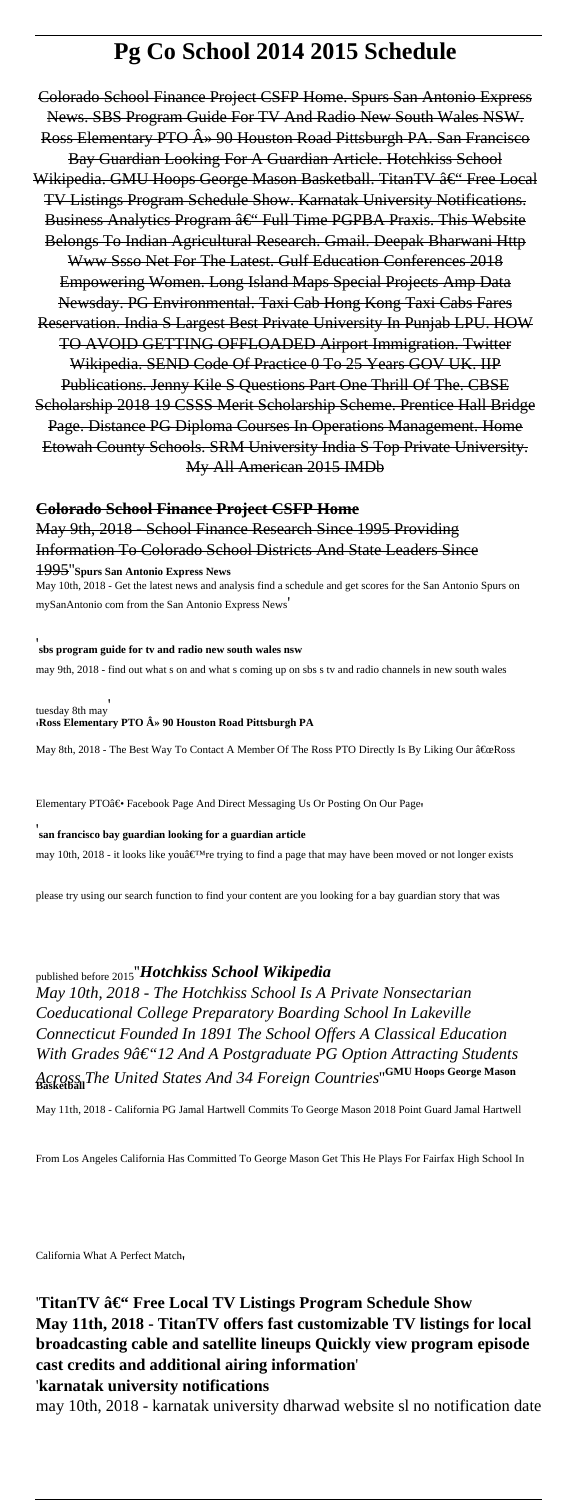# Pg Co School 2014 2015 Schedule

Colorado School Finance Project CSFP Home. Spurs San Antonio Express News. SBS Program Guide For TV And Radio New South Wales NSW. Ross Elementary PTO Â» 90 Houston Road Pittsburgh PA. San Francisco Bay Guardian Looking For A Guardian Article. Hotchkiss School Wikipedia. GMU Hoops George Mason Basketball. TitanTV â€" Free Local TV Listings Program Schedule Show. Karnatak University Notifications. Business Analytics Program â€" Full Time PGPBA Praxis. This Website Belongs To Indian Agricultural Research. Gmail. Deepak Bharwani Http Www Ssso Net For The Latest. Gulf Education Conferences 2018 Empowering Women. Long Island Maps Special Projects Amp Data Newsday. PG Environmental. Taxi Cab Hong Kong Taxi Cabs Fares Reservation. India S Largest Best Private University In Punjab LPU. HOW TO AVOID GETTING OFFLOADED Airport Immigration. Twitter Wikipedia. SEND Code Of Practice 0 To 25 Years GOV UK. IIP Publications. Jenny Kile S Questions Part One Thrill Of The. CBSE Scholarship 2018 19 CSSS Merit Scholarship Scheme. Prentice Hall Bridge Page. Distance PG Diploma Courses In Operations Management. Home Etowah County Schools. SRM University India S Top Private University. My All American 2015 IMDb

**Colorado School Finance Project CSFP Home**

May 9th, 2018 - School Finance Research Since 1995 Providing Information To Colorado School Districts And State Leaders Since 1995''**Spurs San Antonio Express News**

May 10th, 2018 - Get the latest news and analysis find a schedule and get scores for the San Antonio Spurs on mySanAntonio com from the San Antonio Express News'

'**sbs program guide for tv and radio new south wales nsw**

may 9th, 2018 - find out what s on and what s coming up on sbs s tv and radio channels in new south wales tuesday 8th may'

'**Ross Elementary PTO Â» 90 Houston Road Pittsburgh PA**

May 8th, 2018 - The Best Way To Contact A Member Of The Ross PTO Directly Is By Liking Our â€œRoss Elementary PTOâ€• Facebook Page And Direct Messaging Us Or Posting On Our Page'

'**san francisco bay guardian looking for a guardian article**

may 10th, 2018 - it looks like youâ€™re trying to find a page that may have been moved or not longer exists please try using our search function to find your content are you looking for a bay guardian story that was published before 2015''***Hotchkiss School Wikipedia***

*May 10th, 2018 - The Hotchkiss School Is A Private Nonsectarian Coeducational College Preparatory Boarding School In Lakeville Connecticut Founded In 1891 The School Offers A Classical Education With Grades 9â€"12 And A Postgraduate PG Option Attracting Students Across The United States And 34 Foreign Countries*''**GMU Hoops George Mason Basketball**

May 11th, 2018 - California PG Jamal Hartwell Commits To George Mason 2018 Point Guard Jamal Hartwell From Los Angeles California Has Committed To George Mason Get This He Plays For Fairfax High School In California What A Perfect Match'

'**TitanTV â€" Free Local TV Listings Program Schedule Show May 11th, 2018 - TitanTV offers fast customizable TV listings for local broadcasting cable and satellite lineups Quickly view program episode cast credits and additional airing information**'

'**karnatak university notifications**

may 10th, 2018 - karnatak university dharwad website sl no notification date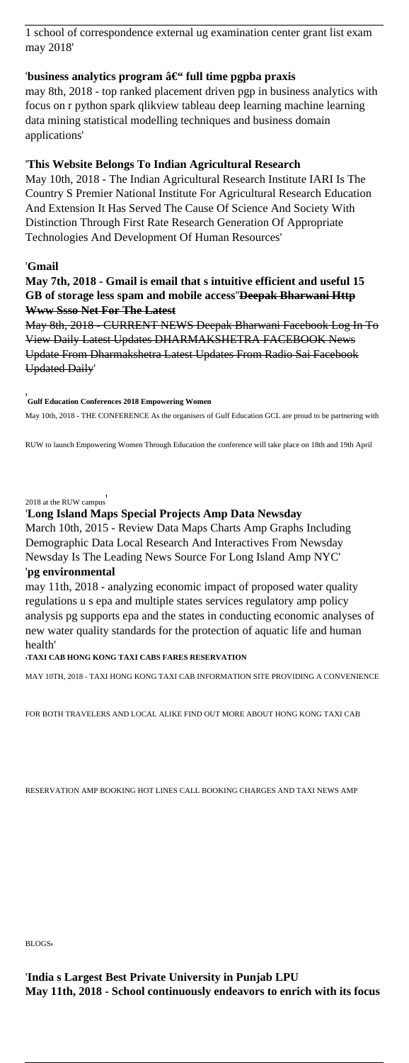1 school of correspondence external ug examination center grant list exam may 2018'

'**business analytics program â€" full time pgpba praxis**
may 8th, 2018 - top ranked placement driven pgp in business analytics with focus on r python spark qlikview tableau deep learning machine learning data mining statistical modelling techniques and business domain applications'

'**This Website Belongs To Indian Agricultural Research**
May 10th, 2018 - The Indian Agricultural Research Institute IARI Is The Country S Premier National Institute For Agricultural Research Education And Extension It Has Served The Cause Of Science And Society With Distinction Through First Rate Research Generation Of Appropriate Technologies And Development Of Human Resources'

'**Gmail**
**May 7th, 2018 - Gmail is email that s intuitive efficient and useful 15 GB of storage less spam and mobile access**'~~**Deepak Bharwani Http Www Ssso Net For The Latest**~~
~~May 8th, 2018 - CURRENT NEWS Deepak Bharwani Facebook Log In To View Daily Latest Updates DHARMAKSHETRA FACEBOOK News Update From Dharmakshetra Latest Updates From Radio Sai Facebook Updated Daily'~~

'**Gulf Education Conferences 2018 Empowering Women**
May 10th, 2018 - THE CONFERENCE As the organisers of Gulf Education GCL are proud to be partnering with RUW to launch Empowering Women Through Education the conference will take place on 18th and 19th April 2018 at the RUW campus'

'**Long Island Maps Special Projects Amp Data Newsday**
March 10th, 2015 - Review Data Maps Charts Amp Graphs Including Demographic Data Local Research And Interactives From Newsday Newsday Is The Leading News Source For Long Island Amp NYC'

'**pg environmental**
may 11th, 2018 - analyzing economic impact of proposed water quality regulations u s epa and multiple states services regulatory amp policy analysis pg supports epa and the states in conducting economic analyses of new water quality standards for the protection of aquatic life and human health'

'**TAXI CAB HONG KONG TAXI CABS FARES RESERVATION**
MAY 10TH, 2018 - TAXI HONG KONG TAXI CAB INFORMATION SITE PROVIDING A CONVENIENCE FOR BOTH TRAVELERS AND LOCAL ALIKE FIND OUT MORE ABOUT HONG KONG TAXI CAB RESERVATION AMP BOOKING HOT LINES CALL BOOKING CHARGES AND TAXI NEWS AMP BLOGS'

'**India s Largest Best Private University in Punjab LPU**
**May 11th, 2018 - School continuously endeavors to enrich with its focus**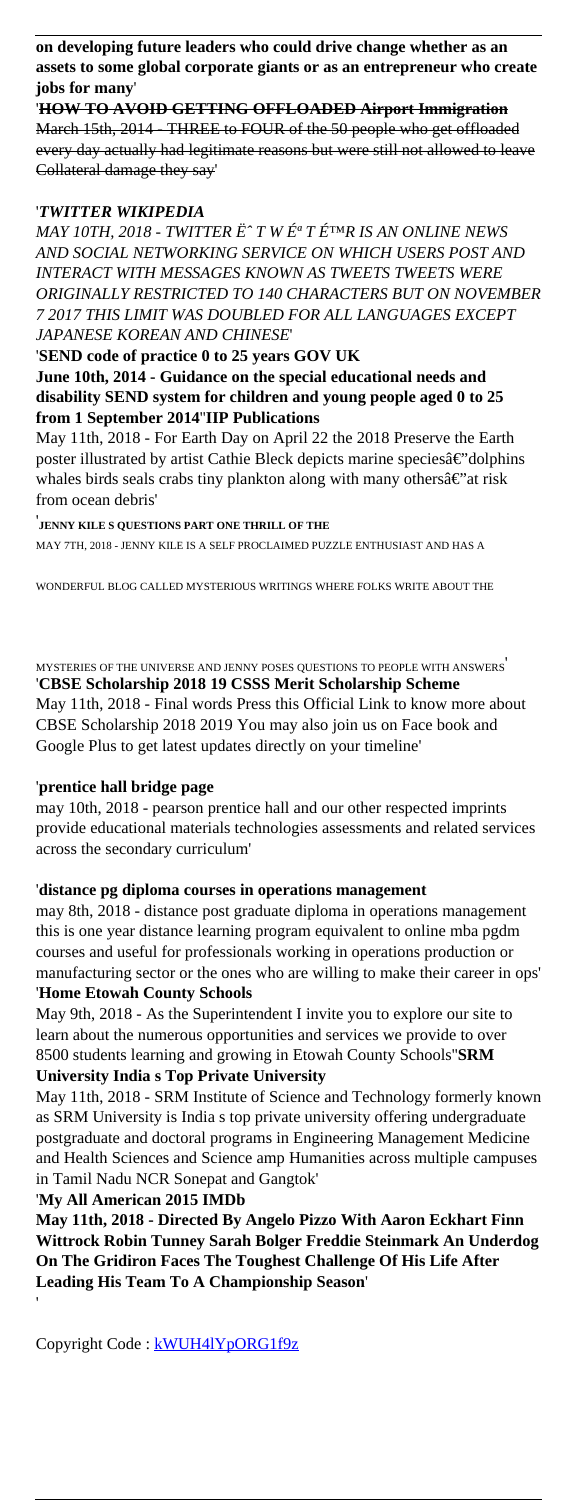**on developing future leaders who could drive change whether as an assets to some global corporate giants or as an entrepreneur who create jobs for many**'

'**HOW TO AVOID GETTING OFFLOADED Airport Immigration**
~~March 15th, 2014 - THREE to FOUR of the 50 people who get offloaded every day actually had legitimate reasons but were still not allowed to leave Collateral damage they say~~'

'***TWITTER WIKIPEDIA***
*MAY 10TH, 2018 - TWITTER Ëˆ T W Éª T É™R IS AN ONLINE NEWS AND SOCIAL NETWORKING SERVICE ON WHICH USERS POST AND INTERACT WITH MESSAGES KNOWN AS TWEETS TWEETS WERE ORIGINALLY RESTRICTED TO 140 CHARACTERS BUT ON NOVEMBER 7 2017 THIS LIMIT WAS DOUBLED FOR ALL LANGUAGES EXCEPT JAPANESE KOREAN AND CHINESE*'

'**SEND code of practice 0 to 25 years GOV UK**
**June 10th, 2014 - Guidance on the special educational needs and disability SEND system for children and young people aged 0 to 25 from 1 September 2014**''**IIP Publications**
May 11th, 2018 - For Earth Day on April 22 the 2018 Preserve the Earth poster illustrated by artist Cathie Bleck depicts marine speciesâ€"dolphins whales birds seals crabs tiny plankton along with many othersâ€"at risk from ocean debris'

'**JENNY KILE S QUESTIONS PART ONE THRILL OF THE**
MAY 7TH, 2018 - JENNY KILE IS A SELF PROCLAIMED PUZZLE ENTHUSIAST AND HAS A WONDERFUL BLOG CALLED MYSTERIOUS WRITINGS WHERE FOLKS WRITE ABOUT THE MYSTERIES OF THE UNIVERSE AND JENNY POSES QUESTIONS TO PEOPLE WITH ANSWERS'

'**CBSE Scholarship 2018 19 CSSS Merit Scholarship Scheme**
May 11th, 2018 - Final words Press this Official Link to know more about CBSE Scholarship 2018 2019 You may also join us on Face book and Google Plus to get latest updates directly on your timeline'

'**prentice hall bridge page**
may 10th, 2018 - pearson prentice hall and our other respected imprints provide educational materials technologies assessments and related services across the secondary curriculum'

'**distance pg diploma courses in operations management**
may 8th, 2018 - distance post graduate diploma in operations management this is one year distance learning program equivalent to online mba pgdm courses and useful for professionals working in operations production or manufacturing sector or the ones who are willing to make their career in ops'

'**Home Etowah County Schools**
May 9th, 2018 - As the Superintendent I invite you to explore our site to learn about the numerous opportunities and services we provide to over 8500 students learning and growing in Etowah County Schools''**SRM University India s Top Private University**
May 11th, 2018 - SRM Institute of Science and Technology formerly known as SRM University is India s top private university offering undergraduate postgraduate and doctoral programs in Engineering Management Medicine and Health Sciences and Science amp Humanities across multiple campuses in Tamil Nadu NCR Sonepat and Gangtok'

'**My All American 2015 IMDb**
**May 11th, 2018 - Directed By Angelo Pizzo With Aaron Eckhart Finn Wittrock Robin Tunney Sarah Bolger Freddie Steinmark An Underdog On The Gridiron Faces The Toughest Challenge Of His Life After Leading His Team To A Championship Season**'
'

Copyright Code : kWUH4lYpORG1f9z